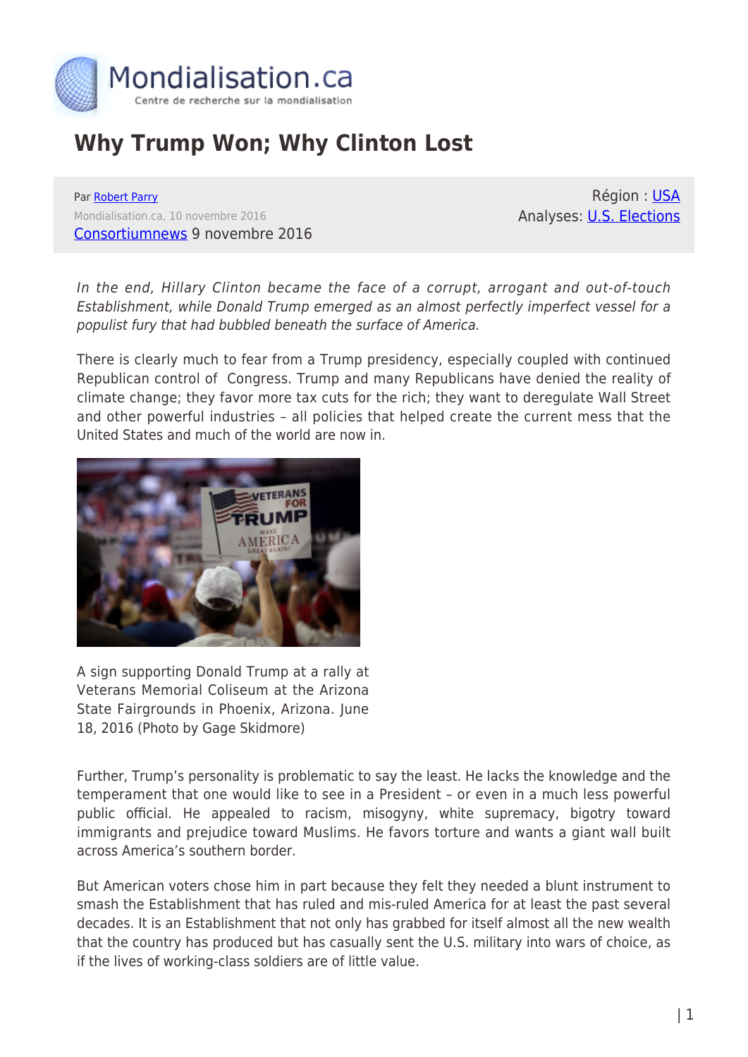# Why Trump Won; Why Clinton Lost

Par Robert Parry
Mondialisation.ca, 10 novembre 2016
Consortiumnews 9 novembre 2016

Région : USA
Analyses: U.S. Elections

*In the end, Hillary Clinton became the face of a corrupt, arrogant and out-of-touch Establishment, while Donald Trump emerged as an almost perfectly imperfect vessel for a populist fury that had bubbled beneath the surface of America.*

There is clearly much to fear from a Trump presidency, especially coupled with continued Republican control of Congress. Trump and many Republicans have denied the reality of climate change; they favor more tax cuts for the rich; they want to deregulate Wall Street and other powerful industries – all policies that helped create the current mess that the United States and much of the world are now in.

A sign supporting Donald Trump at a rally at Veterans Memorial Coliseum at the Arizona State Fairgrounds in Phoenix, Arizona. June 18, 2016 (Photo by Gage Skidmore)

Further, Trump's personality is problematic to say the least. He lacks the knowledge and the temperament that one would like to see in a President – or even in a much less powerful public official. He appealed to racism, misogyny, white supremacy, bigotry toward immigrants and prejudice toward Muslims. He favors torture and wants a giant wall built across America's southern border.

But American voters chose him in part because they felt they needed a blunt instrument to smash the Establishment that has ruled and mis-ruled America for at least the past several decades. It is an Establishment that not only has grabbed for itself almost all the new wealth that the country has produced but has casually sent the U.S. military into wars of choice, as if the lives of working-class soldiers are of little value.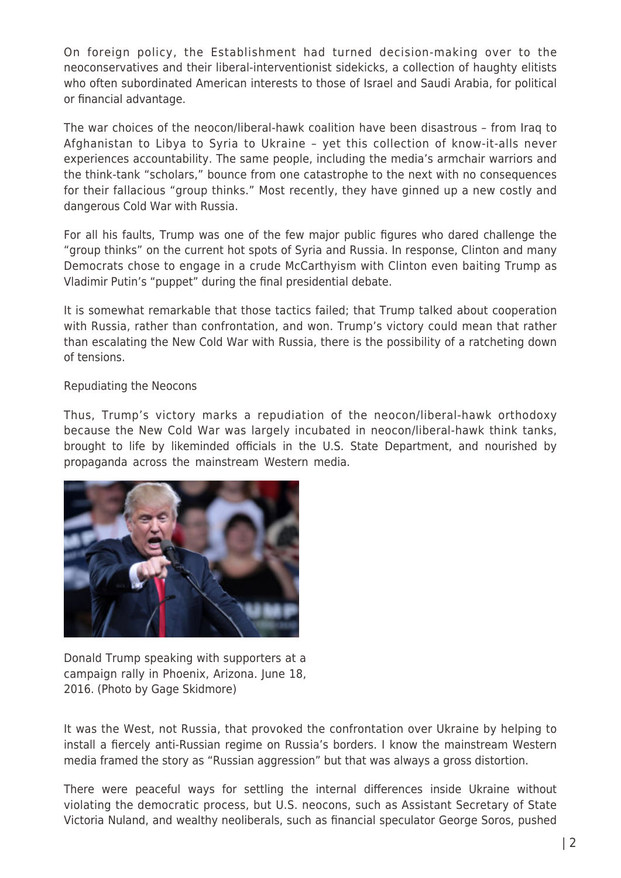On foreign policy, the Establishment had turned decision-making over to the neoconservatives and their liberal-interventionist sidekicks, a collection of haughty elitists who often subordinated American interests to those of Israel and Saudi Arabia, for political or financial advantage.

The war choices of the neocon/liberal-hawk coalition have been disastrous – from Iraq to Afghanistan to Libya to Syria to Ukraine – yet this collection of know-it-alls never experiences accountability. The same people, including the media's armchair warriors and the think-tank "scholars," bounce from one catastrophe to the next with no consequences for their fallacious "group thinks." Most recently, they have ginned up a new costly and dangerous Cold War with Russia.

For all his faults, Trump was one of the few major public figures who dared challenge the "group thinks" on the current hot spots of Syria and Russia. In response, Clinton and many Democrats chose to engage in a crude McCarthyism with Clinton even baiting Trump as Vladimir Putin's "puppet" during the final presidential debate.

It is somewhat remarkable that those tactics failed; that Trump talked about cooperation with Russia, rather than confrontation, and won. Trump's victory could mean that rather than escalating the New Cold War with Russia, there is the possibility of a ratcheting down of tensions.

## Repudiating the Neocons

Thus, Trump's victory marks a repudiation of the neocon/liberal-hawk orthodoxy because the New Cold War was largely incubated in neocon/liberal-hawk think tanks, brought to life by likeminded officials in the U.S. State Department, and nourished by propaganda across the mainstream Western media.

Donald Trump speaking with supporters at a campaign rally in Phoenix, Arizona. June 18, 2016. (Photo by Gage Skidmore)

It was the West, not Russia, that provoked the confrontation over Ukraine by helping to install a fiercely anti-Russian regime on Russia's borders. I know the mainstream Western media framed the story as "Russian aggression" but that was always a gross distortion.

There were peaceful ways for settling the internal differences inside Ukraine without violating the democratic process, but U.S. neocons, such as Assistant Secretary of State Victoria Nuland, and wealthy neoliberals, such as financial speculator George Soros, pushed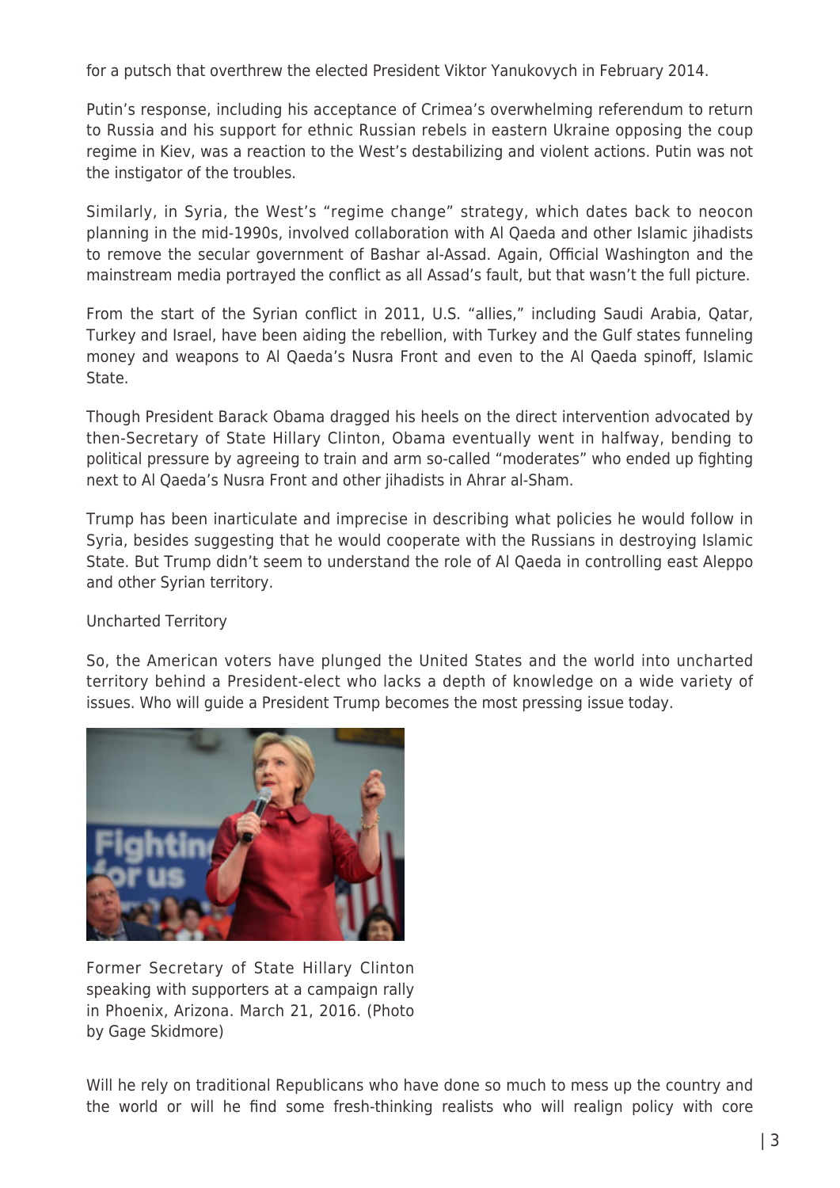for a putsch that overthrew the elected President Viktor Yanukovych in February 2014.

Putin's response, including his acceptance of Crimea's overwhelming referendum to return to Russia and his support for ethnic Russian rebels in eastern Ukraine opposing the coup regime in Kiev, was a reaction to the West's destabilizing and violent actions. Putin was not the instigator of the troubles.

Similarly, in Syria, the West's "regime change" strategy, which dates back to neocon planning in the mid-1990s, involved collaboration with Al Qaeda and other Islamic jihadists to remove the secular government of Bashar al-Assad. Again, Official Washington and the mainstream media portrayed the conflict as all Assad's fault, but that wasn't the full picture.

From the start of the Syrian conflict in 2011, U.S. "allies," including Saudi Arabia, Qatar, Turkey and Israel, have been aiding the rebellion, with Turkey and the Gulf states funneling money and weapons to Al Qaeda's Nusra Front and even to the Al Qaeda spinoff, Islamic State.

Though President Barack Obama dragged his heels on the direct intervention advocated by then-Secretary of State Hillary Clinton, Obama eventually went in halfway, bending to political pressure by agreeing to train and arm so-called "moderates" who ended up fighting next to Al Qaeda's Nusra Front and other jihadists in Ahrar al-Sham.

Trump has been inarticulate and imprecise in describing what policies he would follow in Syria, besides suggesting that he would cooperate with the Russians in destroying Islamic State. But Trump didn't seem to understand the role of Al Qaeda in controlling east Aleppo and other Syrian territory.

## Uncharted Territory

So, the American voters have plunged the United States and the world into uncharted territory behind a President-elect who lacks a depth of knowledge on a wide variety of issues. Who will guide a President Trump becomes the most pressing issue today.

Former Secretary of State Hillary Clinton speaking with supporters at a campaign rally in Phoenix, Arizona. March 21, 2016. (Photo by Gage Skidmore)

Will he rely on traditional Republicans who have done so much to mess up the country and the world or will he find some fresh-thinking realists who will realign policy with core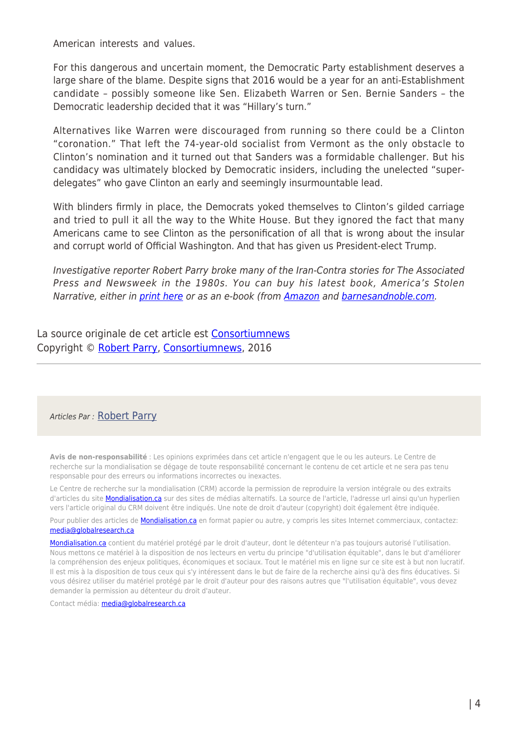American interests and values.

For this dangerous and uncertain moment, the Democratic Party establishment deserves a large share of the blame. Despite signs that 2016 would be a year for an anti-Establishment candidate – possibly someone like Sen. Elizabeth Warren or Sen. Bernie Sanders – the Democratic leadership decided that it was "Hillary's turn."

Alternatives like Warren were discouraged from running so there could be a Clinton "coronation." That left the 74-year-old socialist from Vermont as the only obstacle to Clinton's nomination and it turned out that Sanders was a formidable challenger. But his candidacy was ultimately blocked by Democratic insiders, including the unelected "super-delegates" who gave Clinton an early and seemingly insurmountable lead.

With blinders firmly in place, the Democrats yoked themselves to Clinton's gilded carriage and tried to pull it all the way to the White House. But they ignored the fact that many Americans came to see Clinton as the personification of all that is wrong about the insular and corrupt world of Official Washington. And that has given us President-elect Trump.

*Investigative reporter Robert Parry broke many of the Iran-Contra stories for The Associated Press and Newsweek in the 1980s. You can buy his latest book, America's Stolen Narrative, either in print here or as an e-book (from Amazon and barnesandnoble.com.*

La source originale de cet article est Consortiumnews
Copyright © Robert Parry, Consortiumnews, 2016

---

*Articles Par :* Robert Parry

**Avis de non-responsabilité** : Les opinions exprimées dans cet article n'engagent que le ou les auteurs. Le Centre de recherche sur la mondialisation se dégage de toute responsabilité concernant le contenu de cet article et ne sera pas tenu responsable pour des erreurs ou informations incorrectes ou inexactes.

Le Centre de recherche sur la mondialisation (CRM) accorde la permission de reproduire la version intégrale ou des extraits d'articles du site Mondialisation.ca sur des sites de médias alternatifs. La source de l'article, l'adresse url ainsi qu'un hyperlien vers l'article original du CRM doivent être indiqués. Une note de droit d'auteur (copyright) doit également être indiquée.

Pour publier des articles de Mondialisation.ca en format papier ou autre, y compris les sites Internet commerciaux, contactez: media@globalresearch.ca

Mondialisation.ca contient du matériel protégé par le droit d'auteur, dont le détenteur n'a pas toujours autorisé l'utilisation. Nous mettons ce matériel à la disposition de nos lecteurs en vertu du principe "d'utilisation équitable", dans le but d'améliorer la compréhension des enjeux politiques, économiques et sociaux. Tout le matériel mis en ligne sur ce site est à but non lucratif. Il est mis à la disposition de tous ceux qui s'y intéressent dans le but de faire de la recherche ainsi qu'à des fins éducatives. Si vous désirez utiliser du matériel protégé par le droit d'auteur pour des raisons autres que "l'utilisation équitable", vous devez demander la permission au détenteur du droit d'auteur.

Contact média: media@globalresearch.ca